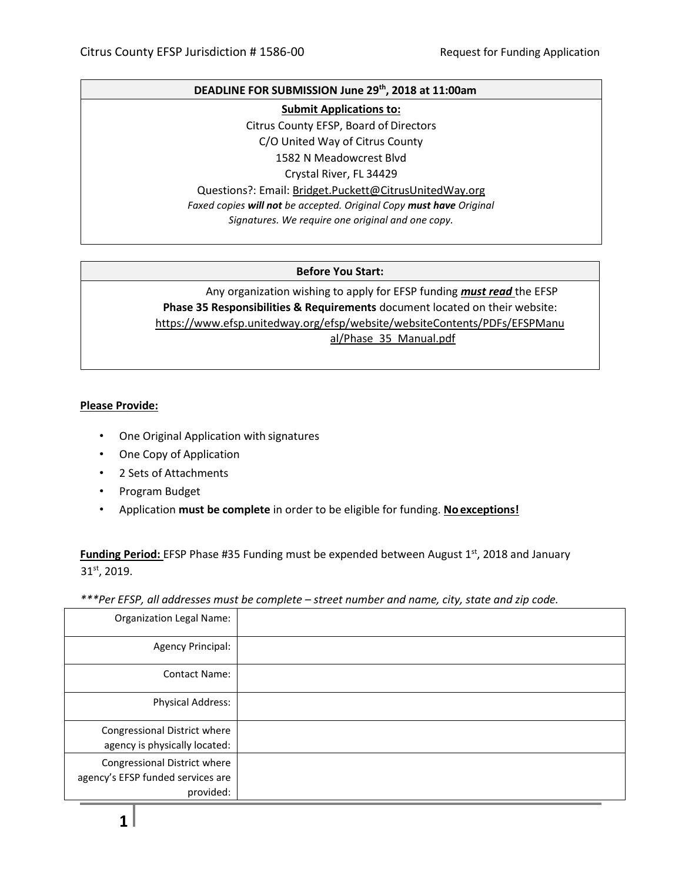Citus County EFSP Jurisdiction # 1586-00 — Request for Funding Application

| **DEADLINE FOR SUBMISSION June 29th, 2018 at 11:00am** |
|---|
| **Submit Applications to:**<br>Citrus County EFSP, Board of Directors<br>C/O United Way of Citrus County<br>1582 N Meadowcrest Blvd<br>Crystal River, FL 34429<br>Questions?: Email: Bridget.Puckett@CitrusUnitedWay.org<br>*Faxed copies **will not** be accepted. Original Copy **must have** Original Signatures. We require one original and one copy.* |

| **Before You Start:** |
|---|
| Any organization wishing to apply for EFSP funding ***must read*** the EFSP **Phase 35 Responsibilities & Requirements** document located on their website: https://www.efsp.unitedway.org/efsp/website/websiteContents/PDFs/EFSPManual/Phase_35_Manual.pdf |

**Please Provide:**

- One Original Application with signatures
- One Copy of Application
- 2 Sets of Attachments
- Program Budget
- Application **must be complete** in order to be eligible for funding. **No exceptions!**

**Funding Period:** EFSP Phase #35 Funding must be expended between August 1st, 2018 and January 31st, 2019.

*\*\*\*Per EFSP, all addresses must be complete – street number and name, city, state and zip code.*

| | |
|---|---|
| Organization Legal Name: | |
| Agency Principal: | |
| Contact Name: | |
| Physical Address: | |
| Congressional District where agency is physically located: | |
| Congressional District where agency's EFSP funded services are provided: | |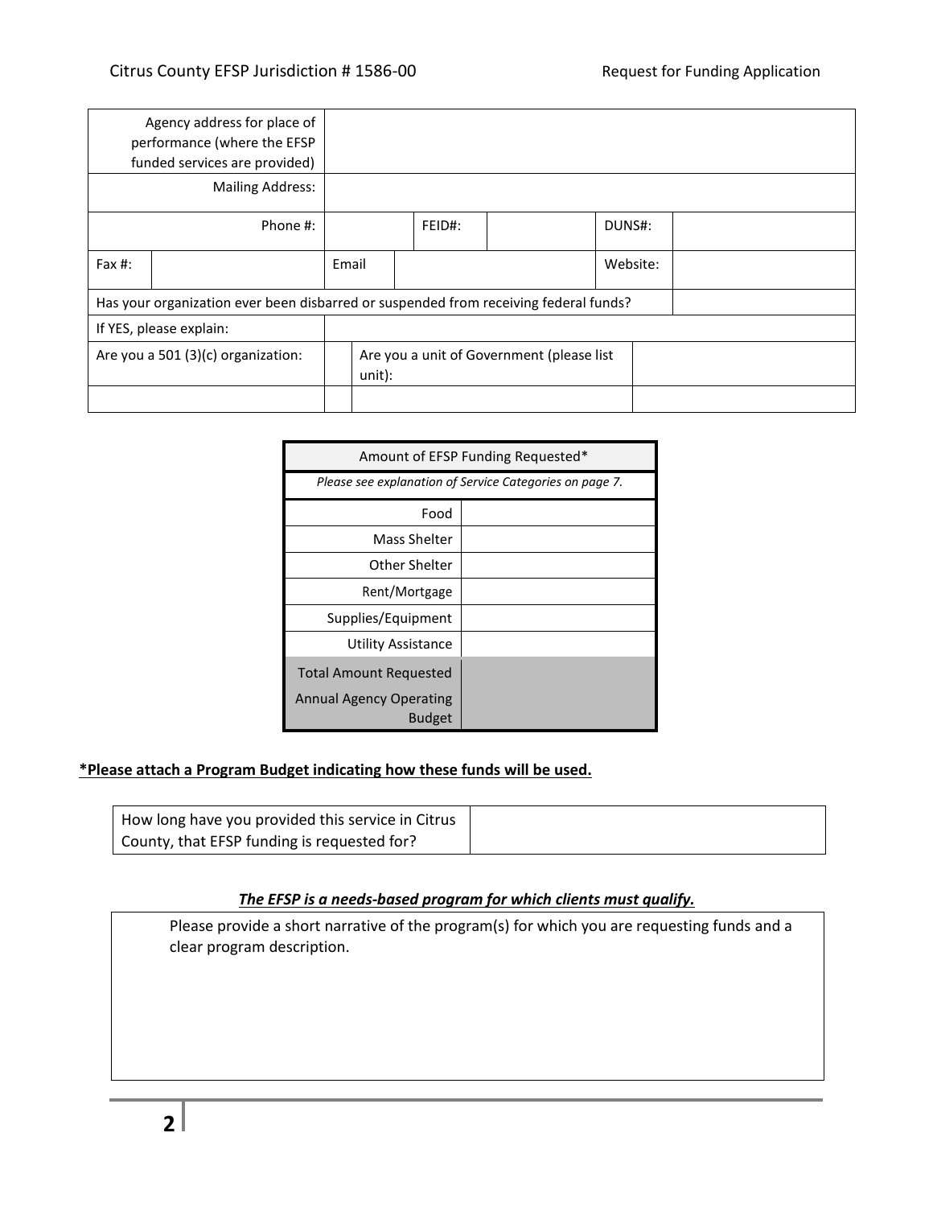| | | | | | | |
|---|---|---|---|---|---|---|
| Agency address for place of performance (where the EFSP funded services are provided) | | | | | | |
| Mailing Address: | | | | | | |
| Phone #: | | | FEID#: | | DUNS#: | |
| Fax #: | | Email | | | Website: | |
| Has your organization ever been disbarred or suspended from receiving federal funds? | | | | | | |
| If YES, please explain: | | | | | | |
| Are you a 501 (3)(c) organization: | | Are you a unit of Government (please list unit): | | | | |
| | | | | | | |

| Amount of EFSP Funding Requested* | |
|---|---|
| *Please see explanation of Service Categories on page 7.* | |
| Food | |
| Mass Shelter | |
| Other Shelter | |
| Rent/Mortgage | |
| Supplies/Equipment | |
| Utility Assistance | |
| Total Amount Requested | |
| Annual Agency Operating Budget | |

**\*Please attach a Program Budget indicating how these funds will be used.**

| | |
|---|---|
| How long have you provided this service in Citrus County, that EFSP funding is requested for? | |

***The EFSP is a needs-based program for which clients must qualify.***

| |
|---|
| Please provide a short narrative of the program(s) for which you are requesting funds and a clear program description. |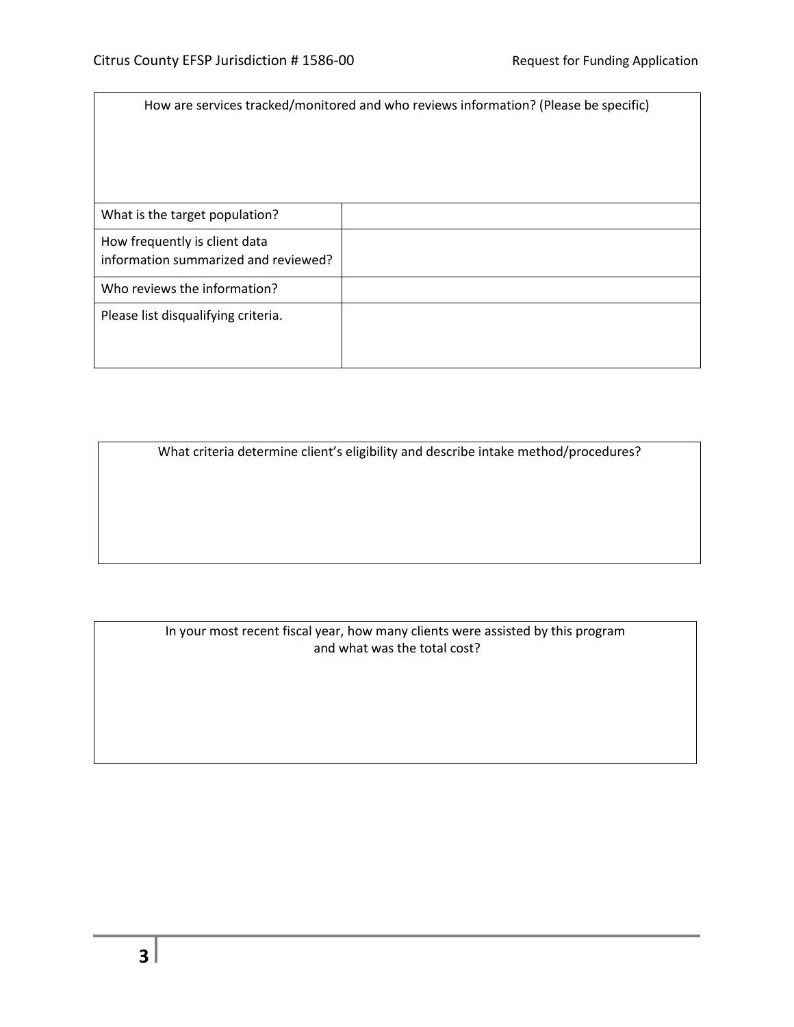| How are services tracked/monitored and who reviews information? (Please be specific) | |
|---|---|
| | |
| What is the target population? | |
| How frequently is client data information summarized and reviewed? | |
| Who reviews the information? | |
| Please list disqualifying criteria. | |

| What criteria determine client's eligibility and describe intake method/procedures? |
|---|
| |

| In your most recent fiscal year, how many clients were assisted by this program and what was the total cost? |
|---|
| |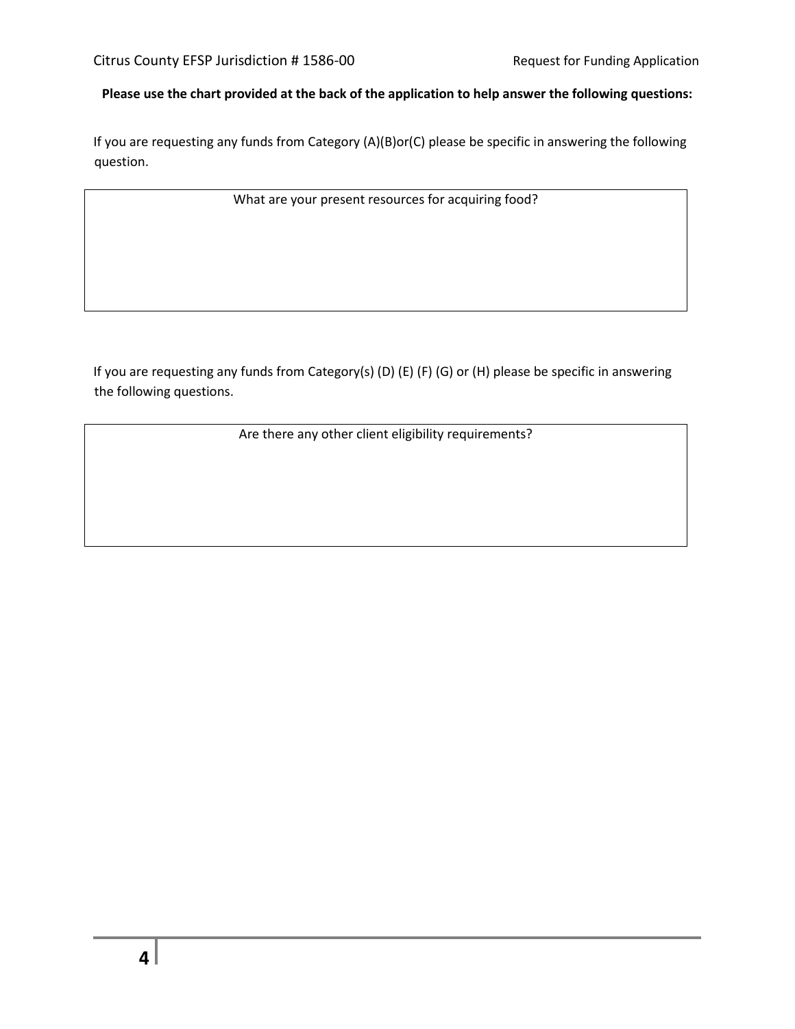**Please use the chart provided at the back of the application to help answer the following questions:**

If you are requesting any funds from Category (A)(B)or(C) please be specific in answering the following question.

| What are your present resources for acquiring food? |
| --- |
| |

If you are requesting any funds from Category(s) (D) (E) (F) (G) or (H) please be specific in answering the following questions.

| Are there any other client eligibility requirements? |
| --- |
| |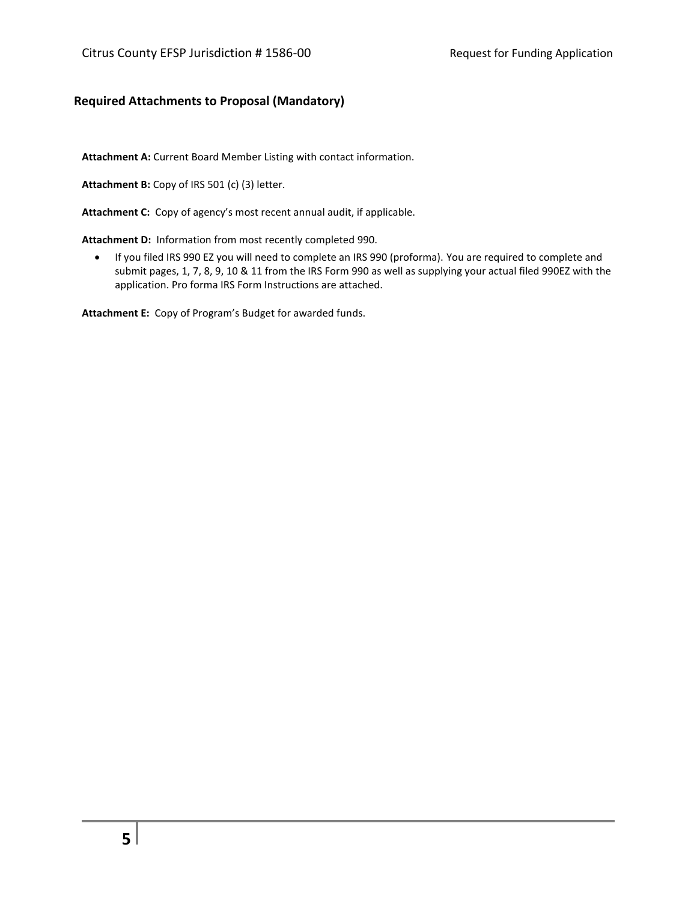## Required Attachments to Proposal (Mandatory)

**Attachment A:** Current Board Member Listing with contact information.

**Attachment B:** Copy of IRS 501 (c) (3) letter.

**Attachment C:** Copy of agency's most recent annual audit, if applicable.

**Attachment D:** Information from most recently completed 990.

- If you filed IRS 990 EZ you will need to complete an IRS 990 (proforma). You are required to complete and submit pages, 1, 7, 8, 9, 10 & 11 from the IRS Form 990 as well as supplying your actual filed 990EZ with the application. Pro forma IRS Form Instructions are attached.

**Attachment E:** Copy of Program's Budget for awarded funds.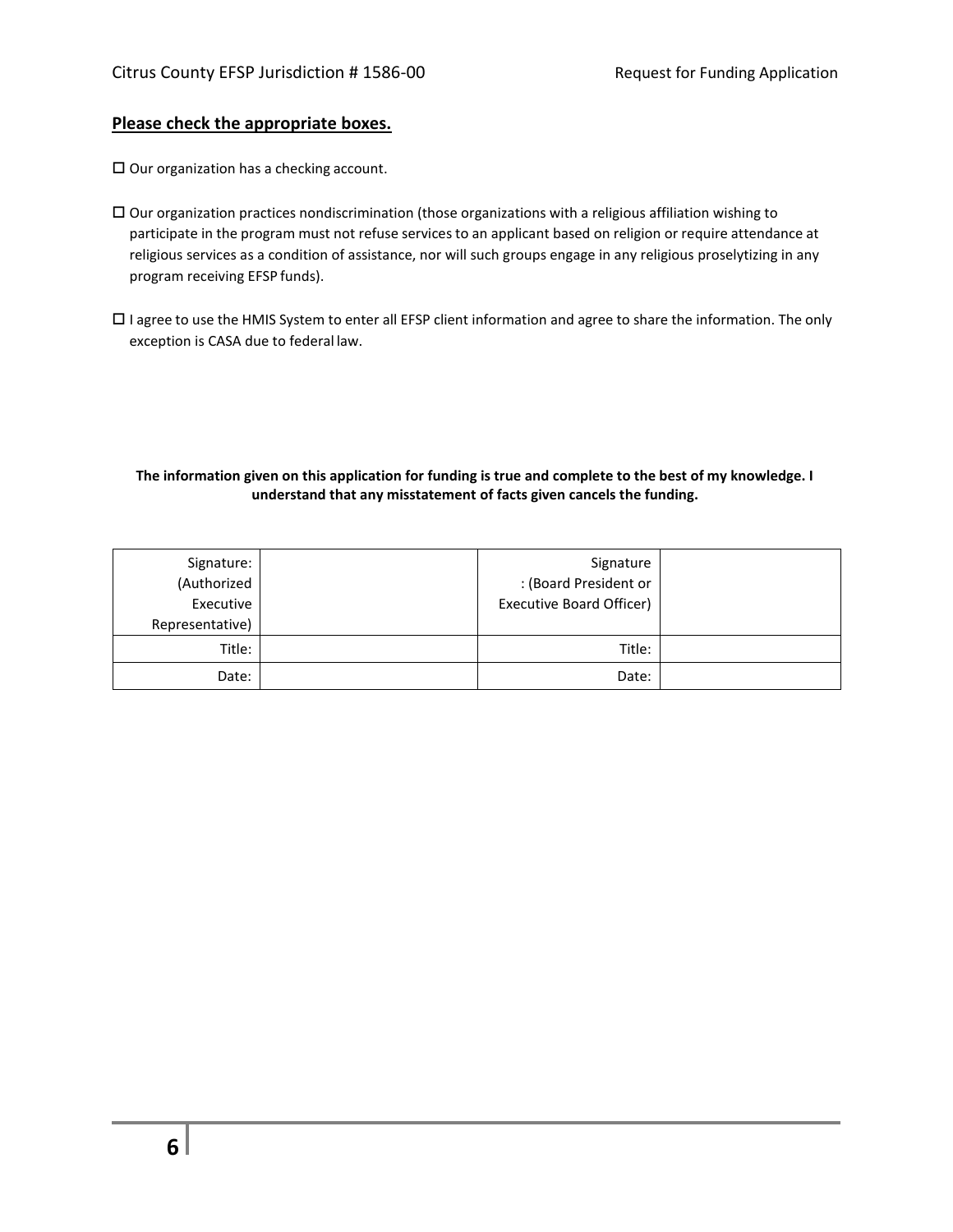**Please check the appropriate boxes.**

☐ Our organization has a checking account.

☐ Our organization practices nondiscrimination (those organizations with a religious affiliation wishing to participate in the program must not refuse services to an applicant based on religion or require attendance at religious services as a condition of assistance, nor will such groups engage in any religious proselytizing in any program receiving EFSP funds).

☐ I agree to use the HMIS System to enter all EFSP client information and agree to share the information. The only exception is CASA due to federal law.

**The information given on this application for funding is true and complete to the best of my knowledge. I understand that any misstatement of facts given cancels the funding.**

| Signature: (Authorized Executive Representative) | | Signature : (Board President or Executive Board Officer) | |
|---|---|---|---|
| Title: | | Title: | |
| Date: | | Date: | |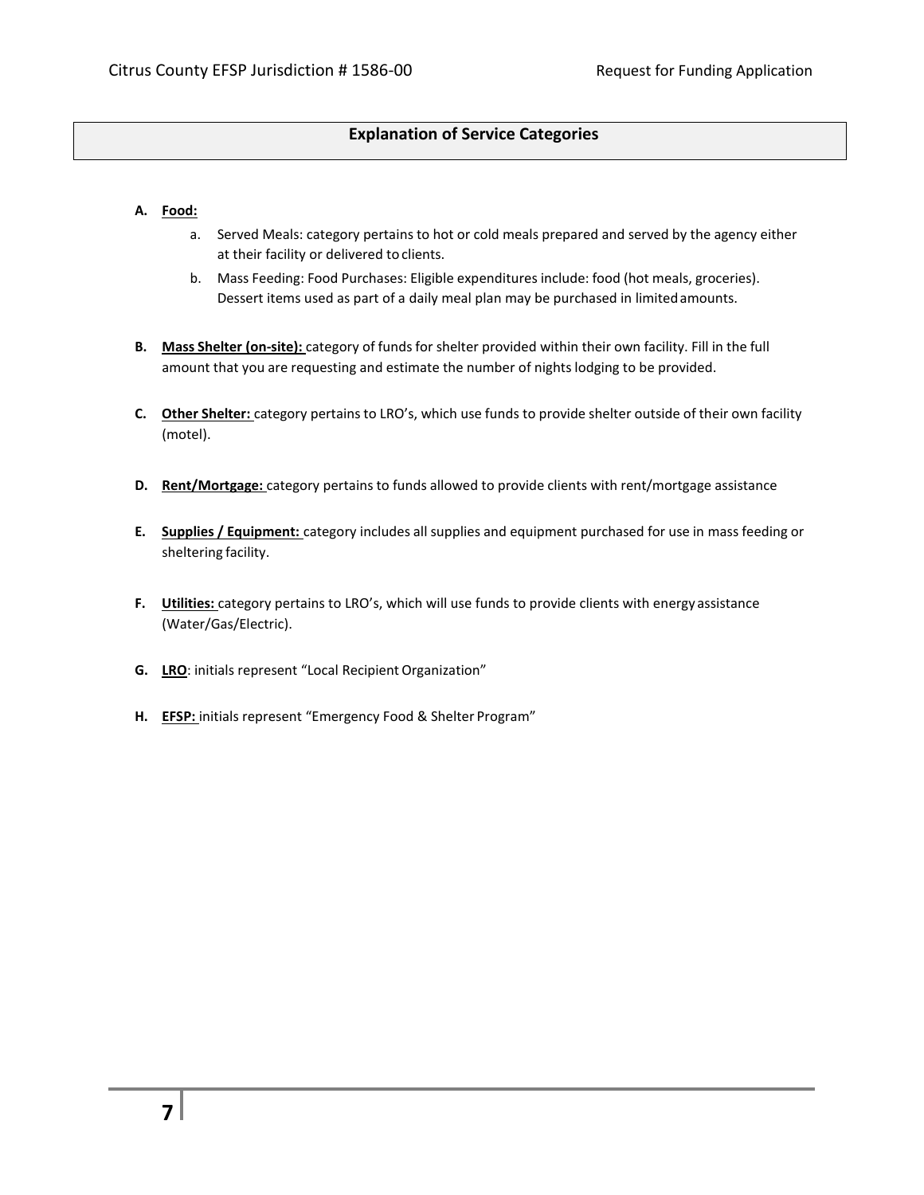## Explanation of Service Categories

**A. Food:**

a. Served Meals: category pertains to hot or cold meals prepared and served by the agency either at their facility or delivered to clients.

b. Mass Feeding: Food Purchases: Eligible expenditures include: food (hot meals, groceries). Dessert items used as part of a daily meal plan may be purchased in limited amounts.

**B. Mass Shelter (on-site):** category of funds for shelter provided within their own facility. Fill in the full amount that you are requesting and estimate the number of nights lodging to be provided.

**C. Other Shelter:** category pertains to LRO's, which use funds to provide shelter outside of their own facility (motel).

**D. Rent/Mortgage:** category pertains to funds allowed to provide clients with rent/mortgage assistance

**E. Supplies / Equipment:** category includes all supplies and equipment purchased for use in mass feeding or sheltering facility.

**F. Utilities:** category pertains to LRO's, which will use funds to provide clients with energy assistance (Water/Gas/Electric).

**G. LRO**: initials represent "Local Recipient Organization"

**H. EFSP:** initials represent "Emergency Food & Shelter Program"